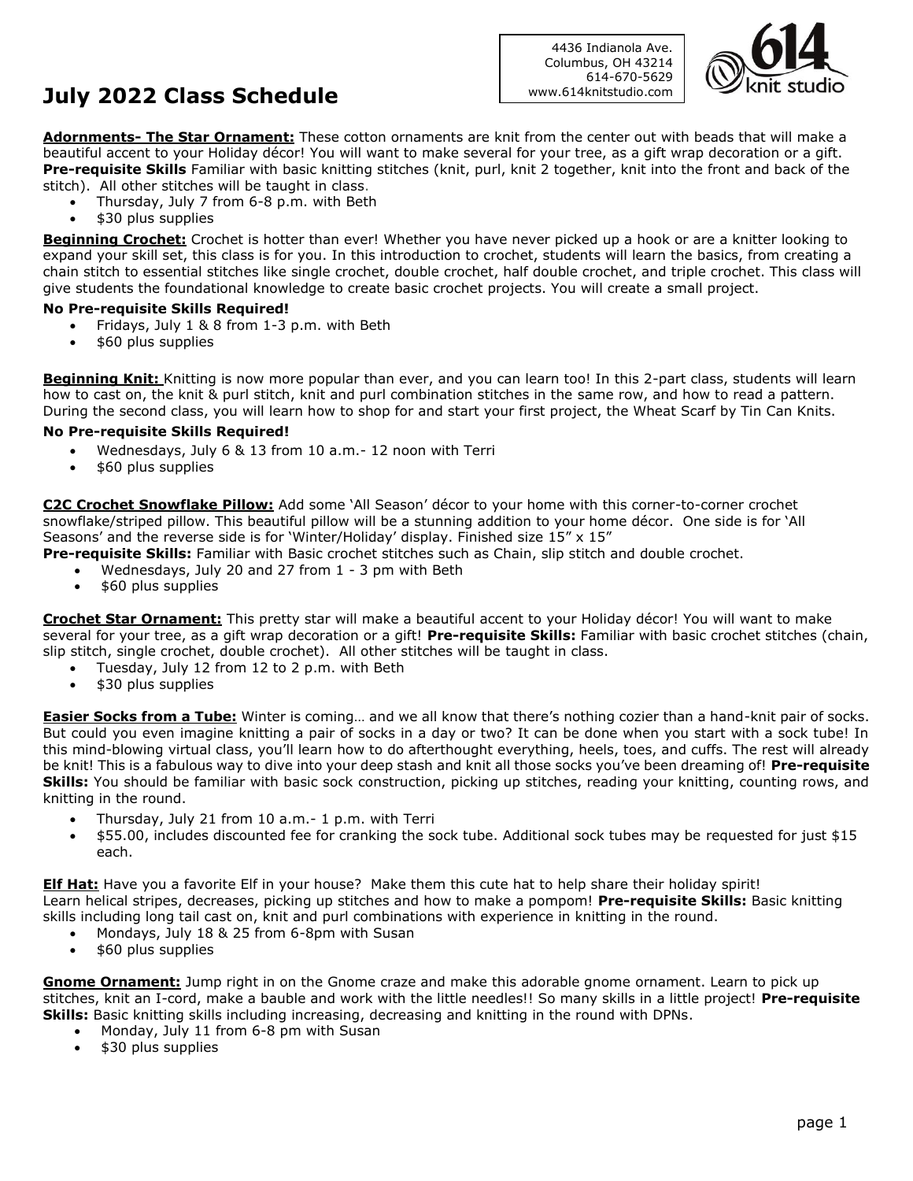# July 2022 Class Schedule

4436 Indianola Ave.
Columbus, OH 43214
614-670-5629
www.614knitstudio.com

**Adornments- The Star Ornament:** These cotton ornaments are knit from the center out with beads that will make a beautiful accent to your Holiday décor! You will want to make several for your tree, as a gift wrap decoration or a gift. **Pre-requisite Skills** Familiar with basic knitting stitches (knit, purl, knit 2 together, knit into the front and back of the stitch). All other stitches will be taught in class.

- Thursday, July 7 from 6-8 p.m. with Beth
- $30 plus supplies

**Beginning Crochet:** Crochet is hotter than ever! Whether you have never picked up a hook or are a knitter looking to expand your skill set, this class is for you. In this introduction to crochet, students will learn the basics, from creating a chain stitch to essential stitches like single crochet, double crochet, half double crochet, and triple crochet. This class will give students the foundational knowledge to create basic crochet projects. You will create a small project.

**No Pre-requisite Skills Required!**

- Fridays, July 1 & 8 from 1-3 p.m. with Beth
- $60 plus supplies

**Beginning Knit:** Knitting is now more popular than ever, and you can learn too! In this 2-part class, students will learn how to cast on, the knit & purl stitch, knit and purl combination stitches in the same row, and how to read a pattern. During the second class, you will learn how to shop for and start your first project, the Wheat Scarf by Tin Can Knits.

**No Pre-requisite Skills Required!**

- Wednesdays, July 6 & 13 from 10 a.m.- 12 noon with Terri
- $60 plus supplies

**C2C Crochet Snowflake Pillow:** Add some 'All Season' décor to your home with this corner-to-corner crochet snowflake/striped pillow. This beautiful pillow will be a stunning addition to your home décor. One side is for 'All Seasons' and the reverse side is for 'Winter/Holiday' display. Finished size 15" x 15"

**Pre-requisite Skills:** Familiar with Basic crochet stitches such as Chain, slip stitch and double crochet.

- Wednesdays, July 20 and 27 from 1 - 3 pm with Beth
- $60 plus supplies

**Crochet Star Ornament:** This pretty star will make a beautiful accent to your Holiday décor! You will want to make several for your tree, as a gift wrap decoration or a gift! **Pre-requisite Skills:** Familiar with basic crochet stitches (chain, slip stitch, single crochet, double crochet). All other stitches will be taught in class.

- Tuesday, July 12 from 12 to 2 p.m. with Beth
- $30 plus supplies

**Easier Socks from a Tube:** Winter is coming… and we all know that there's nothing cozier than a hand-knit pair of socks. But could you even imagine knitting a pair of socks in a day or two? It can be done when you start with a sock tube! In this mind-blowing virtual class, you'll learn how to do afterthought everything, heels, toes, and cuffs. The rest will already be knit! This is a fabulous way to dive into your deep stash and knit all those socks you've been dreaming of! **Pre-requisite Skills:** You should be familiar with basic sock construction, picking up stitches, reading your knitting, counting rows, and knitting in the round.

- Thursday, July 21 from 10 a.m.- 1 p.m. with Terri
- $55.00, includes discounted fee for cranking the sock tube. Additional sock tubes may be requested for just $15 each.

**Elf Hat:** Have you a favorite Elf in your house? Make them this cute hat to help share their holiday spirit! Learn helical stripes, decreases, picking up stitches and how to make a pompom! **Pre-requisite Skills:** Basic knitting skills including long tail cast on, knit and purl combinations with experience in knitting in the round.

- Mondays, July 18 & 25 from 6-8pm with Susan
- $60 plus supplies

**Gnome Ornament:** Jump right in on the Gnome craze and make this adorable gnome ornament. Learn to pick up stitches, knit an I-cord, make a bauble and work with the little needles!! So many skills in a little project! **Pre-requisite Skills:** Basic knitting skills including increasing, decreasing and knitting in the round with DPNs.

- Monday, July 11 from 6-8 pm with Susan
- $30 plus supplies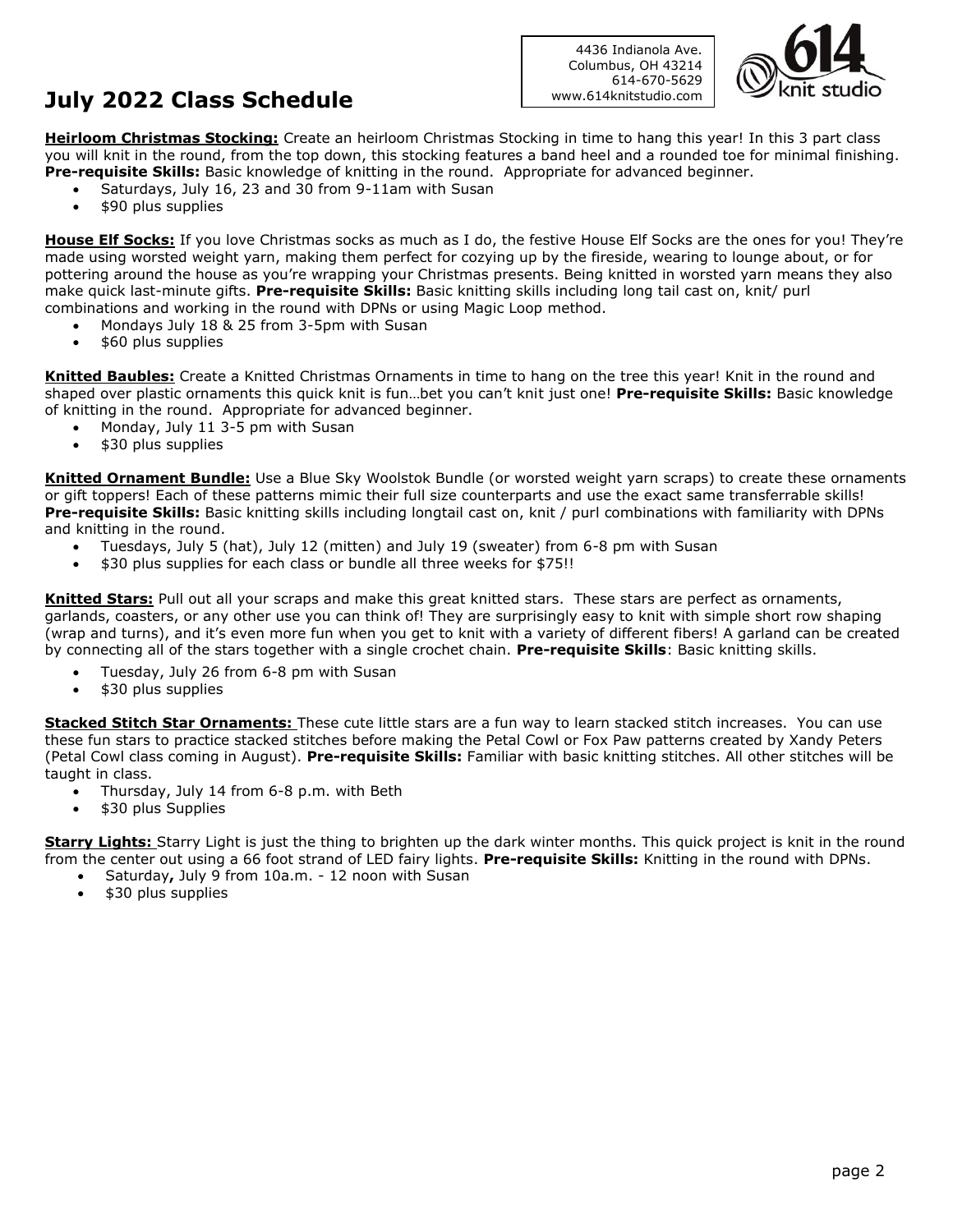# July 2022 Class Schedule

4436 Indianola Ave.
Columbus, OH 43214
614-670-5629
www.614knitstudio.com

**Heirloom Christmas Stocking:** Create an heirloom Christmas Stocking in time to hang this year! In this 3 part class you will knit in the round, from the top down, this stocking features a band heel and a rounded toe for minimal finishing. **Pre-requisite Skills:** Basic knowledge of knitting in the round. Appropriate for advanced beginner.

- Saturdays, July 16, 23 and 30 from 9-11am with Susan
- $90 plus supplies

**House Elf Socks:** If you love Christmas socks as much as I do, the festive House Elf Socks are the ones for you! They're made using worsted weight yarn, making them perfect for cozying up by the fireside, wearing to lounge about, or for pottering around the house as you're wrapping your Christmas presents. Being knitted in worsted yarn means they also make quick last-minute gifts. **Pre-requisite Skills:** Basic knitting skills including long tail cast on, knit/ purl combinations and working in the round with DPNs or using Magic Loop method.

- Mondays July 18 & 25 from 3-5pm with Susan
- $60 plus supplies

**Knitted Baubles:** Create a Knitted Christmas Ornaments in time to hang on the tree this year! Knit in the round and shaped over plastic ornaments this quick knit is fun…bet you can't knit just one! **Pre-requisite Skills:** Basic knowledge of knitting in the round. Appropriate for advanced beginner.

- Monday, July 11 3-5 pm with Susan
- $30 plus supplies

**Knitted Ornament Bundle:** Use a Blue Sky Woolstok Bundle (or worsted weight yarn scraps) to create these ornaments or gift toppers! Each of these patterns mimic their full size counterparts and use the exact same transferrable skills! **Pre-requisite Skills:** Basic knitting skills including longtail cast on, knit / purl combinations with familiarity with DPNs and knitting in the round.

- Tuesdays, July 5 (hat), July 12 (mitten) and July 19 (sweater) from 6-8 pm with Susan
- $30 plus supplies for each class or bundle all three weeks for $75!!

**Knitted Stars:** Pull out all your scraps and make this great knitted stars. These stars are perfect as ornaments, garlands, coasters, or any other use you can think of! They are surprisingly easy to knit with simple short row shaping (wrap and turns), and it's even more fun when you get to knit with a variety of different fibers! A garland can be created by connecting all of the stars together with a single crochet chain. **Pre-requisite Skills**: Basic knitting skills.

- Tuesday, July 26 from 6-8 pm with Susan
- $30 plus supplies

**Stacked Stitch Star Ornaments:** These cute little stars are a fun way to learn stacked stitch increases. You can use these fun stars to practice stacked stitches before making the Petal Cowl or Fox Paw patterns created by Xandy Peters (Petal Cowl class coming in August). **Pre-requisite Skills:** Familiar with basic knitting stitches. All other stitches will be taught in class.

- Thursday, July 14 from 6-8 p.m. with Beth
- $30 plus Supplies

**Starry Lights:** Starry Light is just the thing to brighten up the dark winter months. This quick project is knit in the round from the center out using a 66 foot strand of LED fairy lights. **Pre-requisite Skills:** Knitting in the round with DPNs.

- Saturday**,** July 9 from 10a.m. - 12 noon with Susan
- $30 plus supplies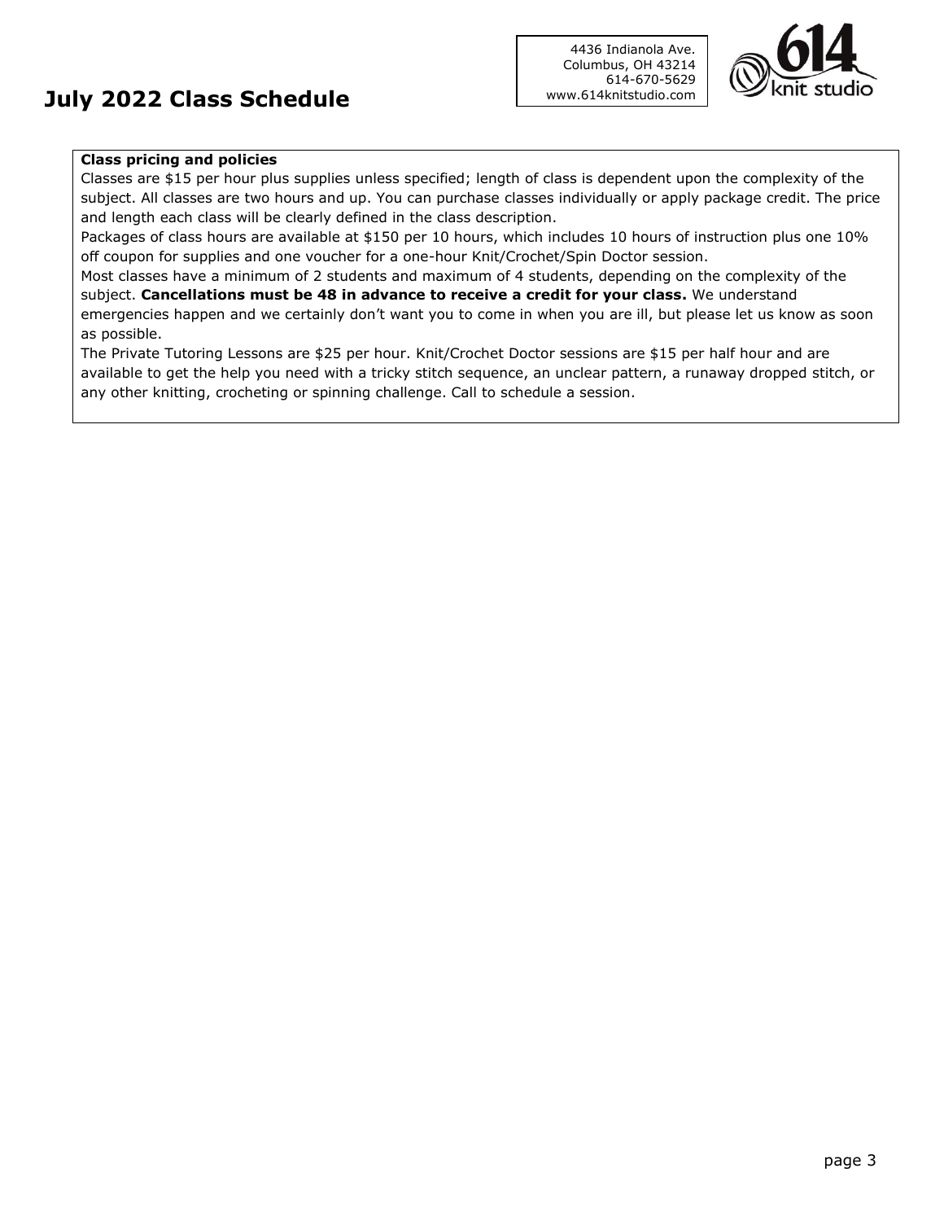# July 2022 Class Schedule

4436 Indianola Ave.
Columbus, OH 43214
614-670-5629
www.614knitstudio.com

**Class pricing and policies**

Classes are $15 per hour plus supplies unless specified; length of class is dependent upon the complexity of the subject. All classes are two hours and up. You can purchase classes individually or apply package credit. The price and length each class will be clearly defined in the class description.

Packages of class hours are available at $150 per 10 hours, which includes 10 hours of instruction plus one 10% off coupon for supplies and one voucher for a one-hour Knit/Crochet/Spin Doctor session.

Most classes have a minimum of 2 students and maximum of 4 students, depending on the complexity of the subject. **Cancellations must be 48 in advance to receive a credit for your class.** We understand emergencies happen and we certainly don't want you to come in when you are ill, but please let us know as soon as possible.

The Private Tutoring Lessons are $25 per hour. Knit/Crochet Doctor sessions are $15 per half hour and are available to get the help you need with a tricky stitch sequence, an unclear pattern, a runaway dropped stitch, or any other knitting, crocheting or spinning challenge. Call to schedule a session.